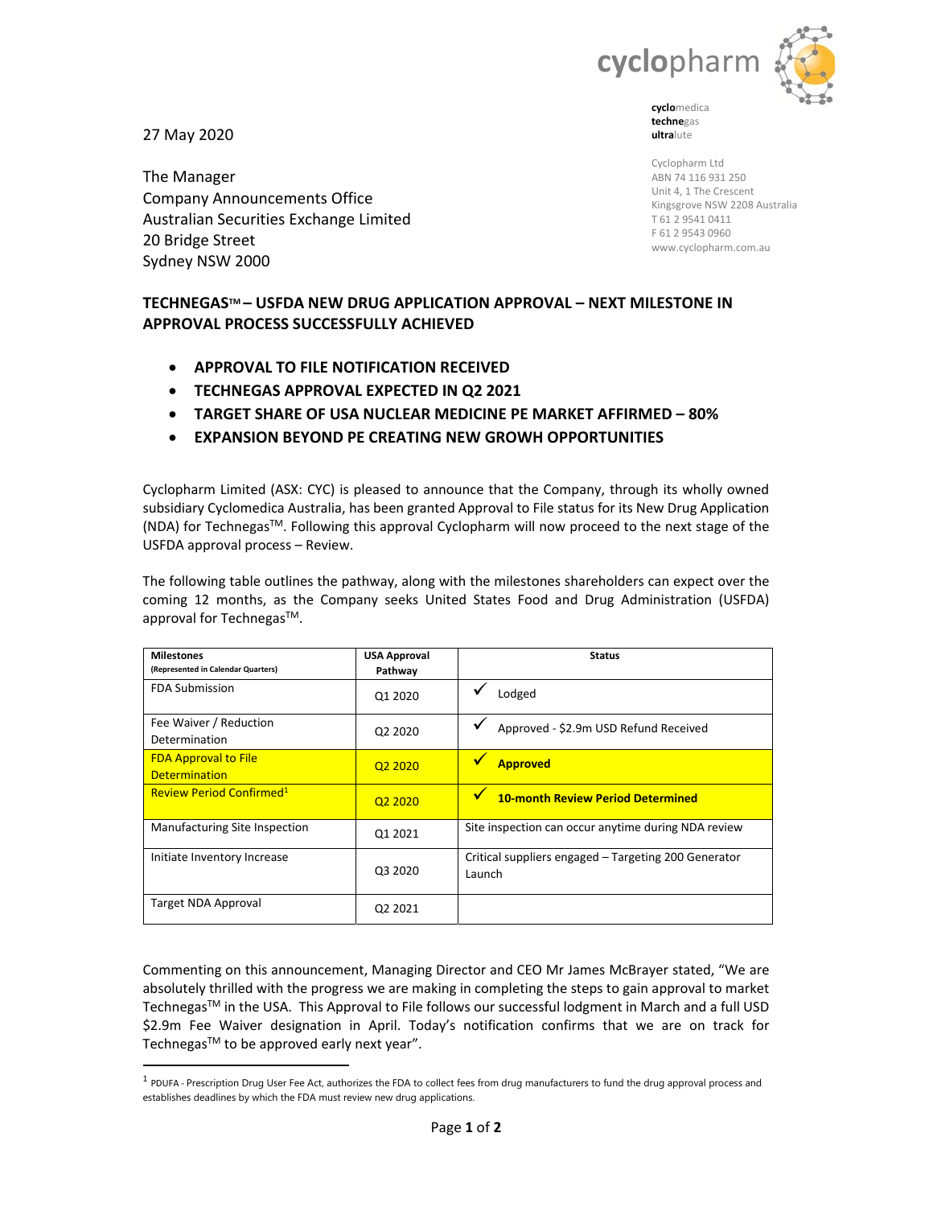cyclopharm

**cyclo**medica
**techne**gas
**ultra**lute

Cyclopharm Ltd
ABN 74 116 931 250
Unit 4, 1 The Crescent
Kingsgrove NSW 2208 Australia
T 61 2 9541 0411
F 61 2 9543 0960
www.cyclopharm.com.au

27 May 2020

The Manager
Company Announcements Office
Australian Securities Exchange Limited
20 Bridge Street
Sydney NSW 2000

## TECHNEGAS™ – USFDA NEW DRUG APPLICATION APPROVAL – NEXT MILESTONE IN APPROVAL PROCESS SUCCESSFULLY ACHIEVED

- **APPROVAL TO FILE NOTIFICATION RECEIVED**
- **TECHNEGAS APPROVAL EXPECTED IN Q2 2021**
- **TARGET SHARE OF USA NUCLEAR MEDICINE PE MARKET AFFIRMED – 80%**
- **EXPANSION BEYOND PE CREATING NEW GROWH OPPORTUNITIES**

Cyclopharm Limited (ASX: CYC) is pleased to announce that the Company, through its wholly owned subsidiary Cyclomedica Australia, has been granted Approval to File status for its New Drug Application (NDA) for Technegas™. Following this approval Cyclopharm will now proceed to the next stage of the USFDA approval process – Review.

The following table outlines the pathway, along with the milestones shareholders can expect over the coming 12 months, as the Company seeks United States Food and Drug Administration (USFDA) approval for Technegas™.

| **Milestones** (Represented in Calendar Quarters) | **USA Approval Pathway** | **Status** |
|---|---|---|
| FDA Submission | Q1 2020 | ✓ Lodged |
| Fee Waiver / Reduction Determination | Q2 2020 | ✓ Approved - $2.9m USD Refund Received |
| FDA Approval to File Determination | Q2 2020 | ✓ **Approved** |
| Review Period Confirmed[1] | Q2 2020 | ✓ **10-month Review Period Determined** |
| Manufacturing Site Inspection | Q1 2021 | Site inspection can occur anytime during NDA review |
| Initiate Inventory Increase | Q3 2020 | Critical suppliers engaged – Targeting 200 Generator Launch |
| Target NDA Approval | Q2 2021 | |

Commenting on this announcement, Managing Director and CEO Mr James McBrayer stated, "We are absolutely thrilled with the progress we are making in completing the steps to gain approval to market Technegas™ in the USA. This Approval to File follows our successful lodgment in March and a full USD $2.9m Fee Waiver designation in April. Today's notification confirms that we are on track for Technegas™ to be approved early next year".

[1] PDUFA - Prescription Drug User Fee Act, authorizes the FDA to collect fees from drug manufacturers to fund the drug approval process and establishes deadlines by which the FDA must review new drug applications.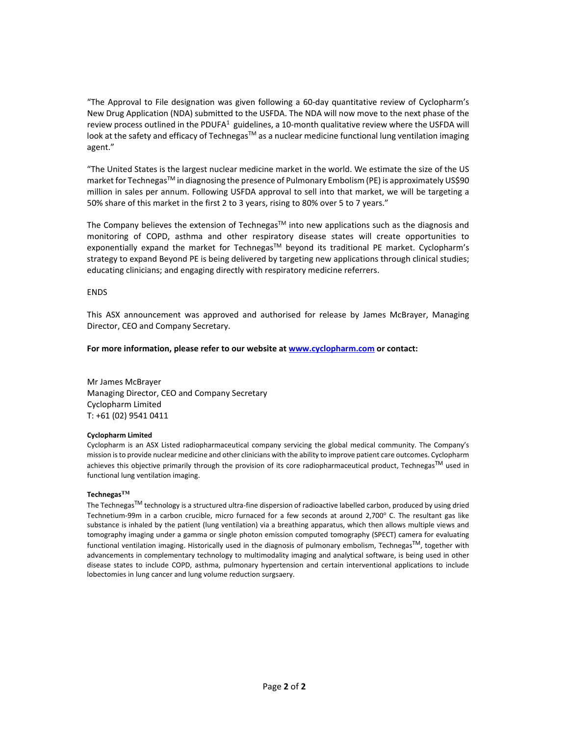"The Approval to File designation was given following a 60-day quantitative review of Cyclopharm's New Drug Application (NDA) submitted to the USFDA. The NDA will now move to the next phase of the review process outlined in the PDUFA[1] guidelines, a 10-month qualitative review where the USFDA will look at the safety and efficacy of Technegas™ as a nuclear medicine functional lung ventilation imaging agent."

"The United States is the largest nuclear medicine market in the world. We estimate the size of the US market for Technegas™ in diagnosing the presence of Pulmonary Embolism (PE) is approximately US$90 million in sales per annum. Following USFDA approval to sell into that market, we will be targeting a 50% share of this market in the first 2 to 3 years, rising to 80% over 5 to 7 years."

The Company believes the extension of Technegas™ into new applications such as the diagnosis and monitoring of COPD, asthma and other respiratory disease states will create opportunities to exponentially expand the market for Technegas™ beyond its traditional PE market. Cyclopharm's strategy to expand Beyond PE is being delivered by targeting new applications through clinical studies; educating clinicians; and engaging directly with respiratory medicine referrers.

ENDS

This ASX announcement was approved and authorised for release by James McBrayer, Managing Director, CEO and Company Secretary.

**For more information, please refer to our website at [www.cyclopharm.com](www.cyclopharm.com) or contact:**

Mr James McBrayer
Managing Director, CEO and Company Secretary
Cyclopharm Limited
T: +61 (02) 9541 0411

**Cyclopharm Limited**

Cyclopharm is an ASX Listed radiopharmaceutical company servicing the global medical community. The Company's mission is to provide nuclear medicine and other clinicians with the ability to improve patient care outcomes. Cyclopharm achieves this objective primarily through the provision of its core radiopharmaceutical product, Technegas™ used in functional lung ventilation imaging.

**Technegas™**

The Technegas™ technology is a structured ultra-fine dispersion of radioactive labelled carbon, produced by using dried Technetium-99m in a carbon crucible, micro furnaced for a few seconds at around 2,700° C. The resultant gas like substance is inhaled by the patient (lung ventilation) via a breathing apparatus, which then allows multiple views and tomography imaging under a gamma or single photon emission computed tomography (SPECT) camera for evaluating functional ventilation imaging. Historically used in the diagnosis of pulmonary embolism, Technegas™, together with advancements in complementary technology to multimodality imaging and analytical software, is being used in other disease states to include COPD, asthma, pulmonary hypertension and certain interventional applications to include lobectomies in lung cancer and lung volume reduction surgsaery.